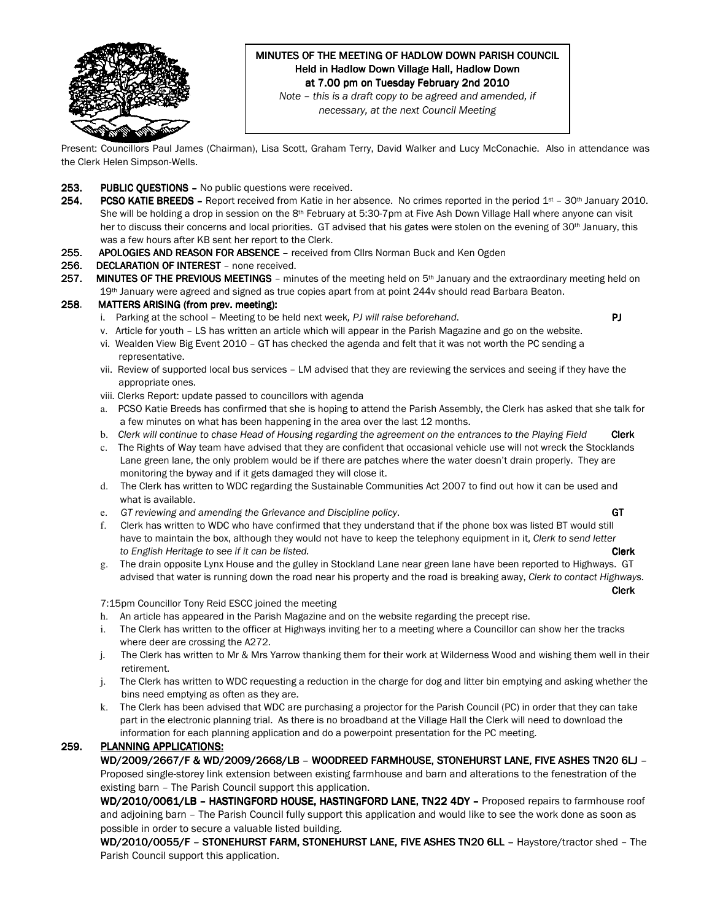# MINUTES OF THE MEETING OF HADLOW DOWN PARISH COUNCIL

**Held in Hadlow Down Village Hall, Hadlow Down at 7.00 pm on Tuesday February 2nd 2010**

*Note – this is a draft copy to be agreed and amended, if necessary, at the next Council Meeting*

Present: Councillors Paul James (Chairman), Lisa Scott, Graham Terry, David Walker and Lucy McConachie. Also in attendance was the Clerk Helen Simpson-Wells.

**253. PUBLIC QUESTIONS** – No public questions were received.

**254. PCSO KATIE BREEDS** – Report received from Katie in her absence. No crimes reported in the period 1st – 30th January 2010. She will be holding a drop in session on the 8th February at 5:30-7pm at Five Ash Down Village Hall where anyone can visit her to discuss their concerns and local priorities. GT advised that his gates were stolen on the evening of 30th January, this was a few hours after KB sent her report to the Clerk.

**255. APOLOGIES AND REASON FOR ABSENCE** – received from Cllrs Norman Buck and Ken Ogden

**256. DECLARATION OF INTEREST** – none received.

**257. MINUTES OF THE PREVIOUS MEETINGS** – minutes of the meeting held on 5th January and the extraordinary meeting held on 19th January were agreed and signed as true copies apart from at point 244v should read Barbara Beaton.

**258. MATTERS ARISING (from prev. meeting):**

i. Parking at the school – Meeting to be held next week, *PJ will raise beforehand*. **PJ**

v. Article for youth – LS has written an article which will appear in the Parish Magazine and go on the website.

vi. Wealden View Big Event 2010 – GT has checked the agenda and felt that it was not worth the PC sending a representative.

vii. Review of supported local bus services – LM advised that they are reviewing the services and seeing if they have the appropriate ones.

viii. Clerks Report: update passed to councillors with agenda

a. PCSO Katie Breeds has confirmed that she is hoping to attend the Parish Assembly, the Clerk has asked that she talk for a few minutes on what has been happening in the area over the last 12 months.

b. *Clerk will continue to chase Head of Housing regarding the agreement on the entrances to the Playing Field* **Clerk**

c. The Rights of Way team have advised that they are confident that occasional vehicle use will not wreck the Stocklands Lane green lane, the only problem would be if there are patches where the water doesn't drain properly. They are monitoring the byway and if it gets damaged they will close it.

d. The Clerk has written to WDC regarding the Sustainable Communities Act 2007 to find out how it can be used and what is available.

e. *GT reviewing and amending the Grievance and Discipline policy.* **GT**

f. Clerk has written to WDC who have confirmed that they understand that if the phone box was listed BT would still have to maintain the box, although they would not have to keep the telephony equipment in it, *Clerk to send letter to English Heritage to see if it can be listed.* **Clerk**

g. The drain opposite Lynx House and the gulley in Stockland Lane near green lane have been reported to Highways. GT advised that water is running down the road near his property and the road is breaking away, *Clerk to contact Highways.* **Clerk**

7:15pm Councillor Tony Reid ESCC joined the meeting

h. An article has appeared in the Parish Magazine and on the website regarding the precept rise.

i. The Clerk has written to the officer at Highways inviting her to a meeting where a Councillor can show her the tracks where deer are crossing the A272.

j. The Clerk has written to Mr & Mrs Yarrow thanking them for their work at Wilderness Wood and wishing them well in their retirement.

j. The Clerk has written to WDC requesting a reduction in the charge for dog and litter bin emptying and asking whether the bins need emptying as often as they are.

k. The Clerk has been advised that WDC are purchasing a projector for the Parish Council (PC) in order that they can take part in the electronic planning trial. As there is no broadband at the Village Hall the Clerk will need to download the information for each planning application and do a powerpoint presentation for the PC meeting.

**259. PLANNING APPLICATIONS:**

**WD/2009/2667/F & WD/2009/2668/LB – WOODREED FARMHOUSE, STONEHURST LANE, FIVE ASHES TN20 6LJ** – Proposed single-storey link extension between existing farmhouse and barn and alterations to the fenestration of the existing barn – The Parish Council support this application.

**WD/2010/0061/LB – HASTINGFORD HOUSE, HASTINGFORD LANE, TN22 4DY** – Proposed repairs to farmhouse roof and adjoining barn – The Parish Council fully support this application and would like to see the work done as soon as possible in order to secure a valuable listed building.

**WD/2010/0055/F – STONEHURST FARM, STONEHURST LANE, FIVE ASHES TN20 6LL** – Haystore/tractor shed – The Parish Council support this application.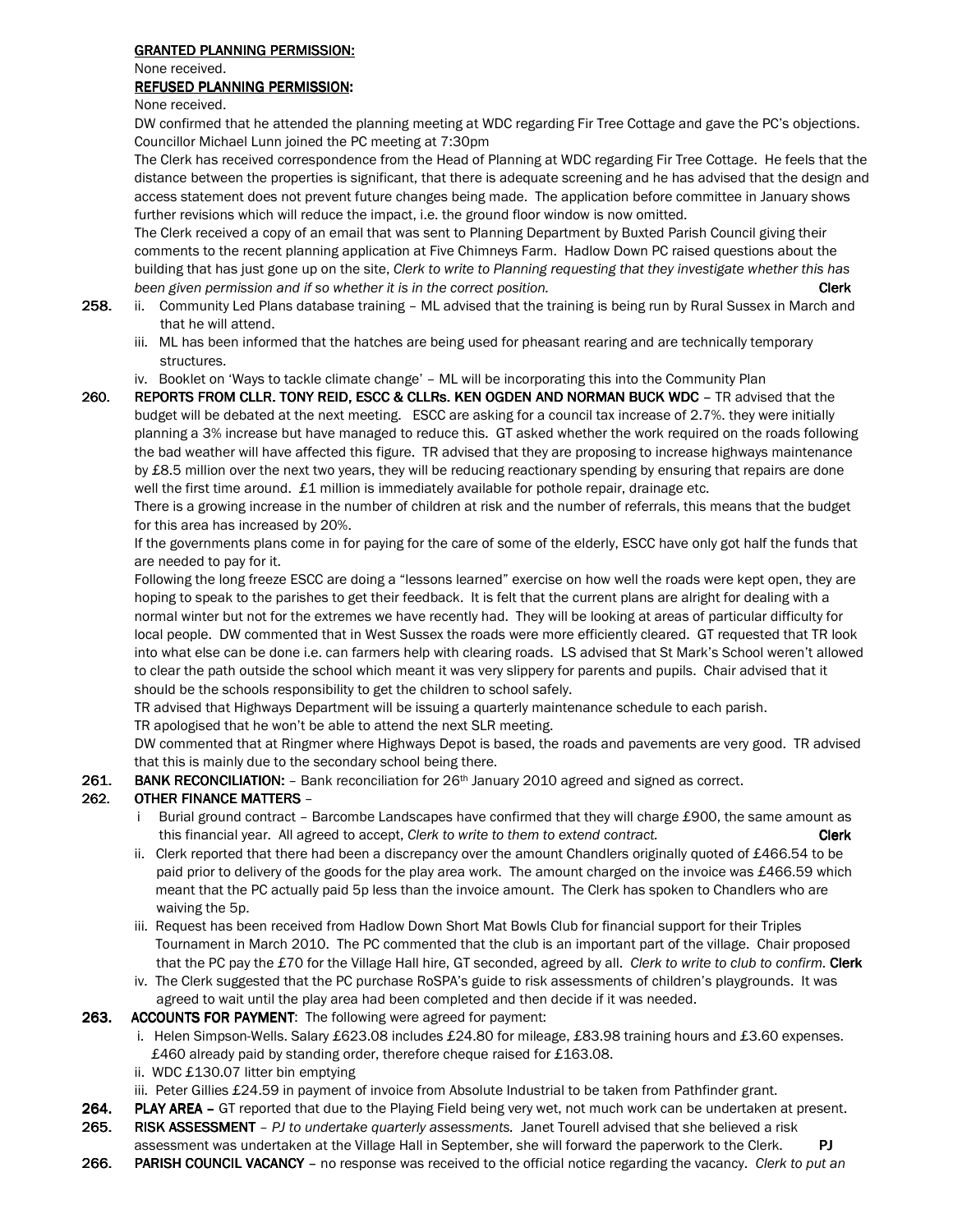**GRANTED PLANNING PERMISSION:**

None received.

**REFUSED PLANNING PERMISSION:**

None received.

DW confirmed that he attended the planning meeting at WDC regarding Fir Tree Cottage and gave the PC's objections. Councillor Michael Lunn joined the PC meeting at 7:30pm

The Clerk has received correspondence from the Head of Planning at WDC regarding Fir Tree Cottage. He feels that the distance between the properties is significant, that there is adequate screening and he has advised that the design and access statement does not prevent future changes being made. The application before committee in January shows further revisions which will reduce the impact, i.e. the ground floor window is now omitted.

The Clerk received a copy of an email that was sent to Planning Department by Buxted Parish Council giving their comments to the recent planning application at Five Chimneys Farm. Hadlow Down PC raised questions about the building that has just gone up on the site, *Clerk to write to Planning requesting that they investigate whether this has been given permission and if so whether it is in the correct position.* **Clerk**

**258.**
- ii. Community Led Plans database training – ML advised that the training is being run by Rural Sussex in March and that he will attend.
- iii. ML has been informed that the hatches are being used for pheasant rearing and are technically temporary structures.
- iv. Booklet on 'Ways to tackle climate change' – ML will be incorporating this into the Community Plan

**260. REPORTS FROM CLLR. TONY REID, ESCC & CLLRs. KEN OGDEN AND NORMAN BUCK WDC** – TR advised that the budget will be debated at the next meeting. ESCC are asking for a council tax increase of 2.7%. they were initially planning a 3% increase but have managed to reduce this. GT asked whether the work required on the roads following the bad weather will have affected this figure. TR advised that they are proposing to increase highways maintenance by £8.5 million over the next two years, they will be reducing reactionary spending by ensuring that repairs are done well the first time around. £1 million is immediately available for pothole repair, drainage etc.

There is a growing increase in the number of children at risk and the number of referrals, this means that the budget for this area has increased by 20%.

If the governments plans come in for paying for the care of some of the elderly, ESCC have only got half the funds that are needed to pay for it.

Following the long freeze ESCC are doing a "lessons learned" exercise on how well the roads were kept open, they are hoping to speak to the parishes to get their feedback. It is felt that the current plans are alright for dealing with a normal winter but not for the extremes we have recently had. They will be looking at areas of particular difficulty for local people. DW commented that in West Sussex the roads were more efficiently cleared. GT requested that TR look into what else can be done i.e. can farmers help with clearing roads. LS advised that St Mark's School weren't allowed to clear the path outside the school which meant it was very slippery for parents and pupils. Chair advised that it should be the schools responsibility to get the children to school safely.

TR advised that Highways Department will be issuing a quarterly maintenance schedule to each parish.

TR apologised that he won't be able to attend the next SLR meeting.

DW commented that at Ringmer where Highways Depot is based, the roads and pavements are very good. TR advised that this is mainly due to the secondary school being there.

**261. BANK RECONCILIATION:** – Bank reconciliation for 26th January 2010 agreed and signed as correct.

**262. OTHER FINANCE MATTERS** –
- i Burial ground contract – Barcombe Landscapes have confirmed that they will charge £900, the same amount as this financial year. All agreed to accept, *Clerk to write to them to extend contract.* **Clerk**
- ii. Clerk reported that there had been a discrepancy over the amount Chandlers originally quoted of £466.54 to be paid prior to delivery of the goods for the play area work. The amount charged on the invoice was £466.59 which meant that the PC actually paid 5p less than the invoice amount. The Clerk has spoken to Chandlers who are waiving the 5p.
- iii. Request has been received from Hadlow Down Short Mat Bowls Club for financial support for their Triples Tournament in March 2010. The PC commented that the club is an important part of the village. Chair proposed that the PC pay the £70 for the Village Hall hire, GT seconded, agreed by all. *Clerk to write to club to confirm.* **Clerk**
- iv. The Clerk suggested that the PC purchase RoSPA's guide to risk assessments of children's playgrounds. It was agreed to wait until the play area had been completed and then decide if it was needed.

**263. ACCOUNTS FOR PAYMENT**: The following were agreed for payment:
- i. Helen Simpson-Wells. Salary £623.08 includes £24.80 for mileage, £83.98 training hours and £3.60 expenses. £460 already paid by standing order, therefore cheque raised for £163.08.
- ii. WDC £130.07 litter bin emptying
- iii. Peter Gillies £24.59 in payment of invoice from Absolute Industrial to be taken from Pathfinder grant.

**264. PLAY AREA –** GT reported that due to the Playing Field being very wet, not much work can be undertaken at present.

**265. RISK ASSESSMENT** – *PJ to undertake quarterly assessments.* Janet Tourell advised that she believed a risk assessment was undertaken at the Village Hall in September, she will forward the paperwork to the Clerk. **PJ**

**266. PARISH COUNCIL VACANCY** – no response was received to the official notice regarding the vacancy. *Clerk to put an*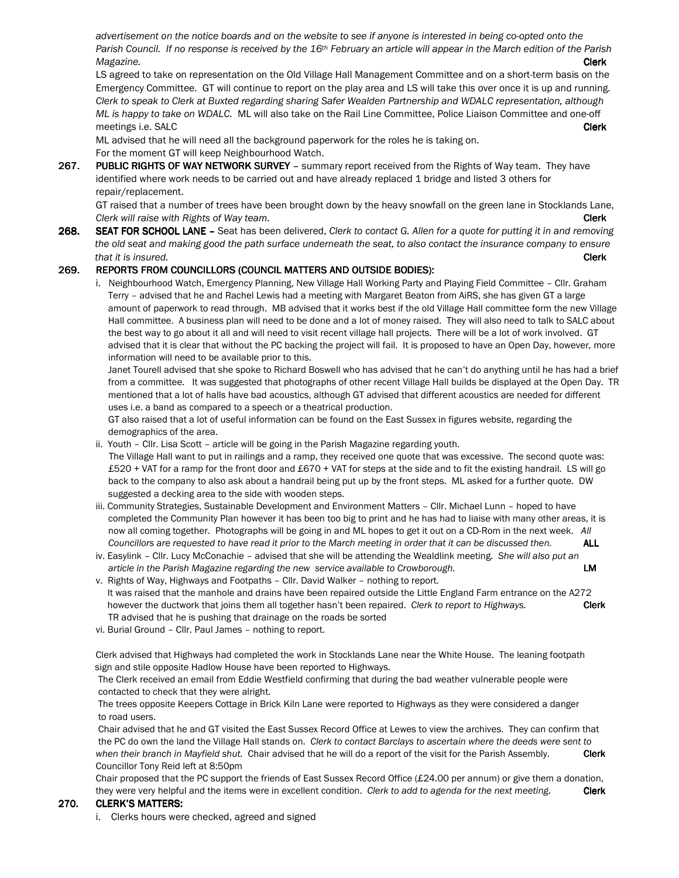*advertisement on the notice boards and on the website to see if anyone is interested in being co-opted onto the Parish Council. If no response is received by the 16th February an article will appear in the March edition of the Parish Magazine.* **Clerk**

LS agreed to take on representation on the Old Village Hall Management Committee and on a short-term basis on the Emergency Committee. GT will continue to report on the play area and LS will take this over once it is up and running. *Clerk to speak to Clerk at Buxted regarding sharing Safer Wealden Partnership and WDALC representation, although ML is happy to take on WDALC.* ML will also take on the Rail Line Committee, Police Liaison Committee and one-off meetings i.e. SALC **Clerk**

ML advised that he will need all the background paperwork for the roles he is taking on.

For the moment GT will keep Neighbourhood Watch.

**267. PUBLIC RIGHTS OF WAY NETWORK SURVEY** – summary report received from the Rights of Way team. They have identified where work needs to be carried out and have already replaced 1 bridge and listed 3 others for repair/replacement.

GT raised that a number of trees have been brought down by the heavy snowfall on the green lane in Stocklands Lane, *Clerk will raise with Rights of Way team.* **Clerk**

**268. SEAT FOR SCHOOL LANE** – Seat has been delivered, *Clerk to contact G. Allen for a quote for putting it in and removing the old seat and making good the path surface underneath the seat, to also contact the insurance company to ensure that it is insured.* **Clerk**

**269. REPORTS FROM COUNCILLORS (COUNCIL MATTERS AND OUTSIDE BODIES):**

i. Neighbourhood Watch, Emergency Planning, New Village Hall Working Party and Playing Field Committee – Cllr. Graham Terry – advised that he and Rachel Lewis had a meeting with Margaret Beaton from AiRS, she has given GT a large amount of paperwork to read through. MB advised that it works best if the old Village Hall committee form the new Village Hall committee. A business plan will need to be done and a lot of money raised. They will also need to talk to SALC about the best way to go about it all and will need to visit recent village hall projects. There will be a lot of work involved. GT advised that it is clear that without the PC backing the project will fail. It is proposed to have an Open Day, however, more information will need to be available prior to this.

Janet Tourell advised that she spoke to Richard Boswell who has advised that he can't do anything until he has had a brief from a committee. It was suggested that photographs of other recent Village Hall builds be displayed at the Open Day. TR mentioned that a lot of halls have bad acoustics, although GT advised that different acoustics are needed for different uses i.e. a band as compared to a speech or a theatrical production.

GT also raised that a lot of useful information can be found on the East Sussex in figures website, regarding the demographics of the area.

ii. Youth – Cllr. Lisa Scott – article will be going in the Parish Magazine regarding youth.

The Village Hall want to put in railings and a ramp, they received one quote that was excessive. The second quote was: £520 + VAT for a ramp for the front door and £670 + VAT for steps at the side and to fit the existing handrail. LS will go back to the company to also ask about a handrail being put up by the front steps. ML asked for a further quote. DW suggested a decking area to the side with wooden steps.

iii. Community Strategies, Sustainable Development and Environment Matters – Cllr. Michael Lunn – hoped to have completed the Community Plan however it has been too big to print and he has had to liaise with many other areas, it is now all coming together. Photographs will be going in and ML hopes to get it out on a CD-Rom in the next week. *All Councillors are requested to have read it prior to the March meeting in order that it can be discussed then.* **ALL**

iv. Easylink – Cllr. Lucy McConachie – advised that she will be attending the Wealdlink meeting. *She will also put an article in the Parish Magazine regarding the new service available to Crowborough.* **LM**

v. Rights of Way, Highways and Footpaths – Cllr. David Walker – nothing to report.

It was raised that the manhole and drains have been repaired outside the Little England Farm entrance on the A272 however the ductwork that joins them all together hasn't been repaired. *Clerk to report to Highways.* **Clerk**

TR advised that he is pushing that drainage on the roads be sorted

vi. Burial Ground – Cllr. Paul James – nothing to report.

Clerk advised that Highways had completed the work in Stocklands Lane near the White House. The leaning footpath sign and stile opposite Hadlow House have been reported to Highways.

The Clerk received an email from Eddie Westfield confirming that during the bad weather vulnerable people were contacted to check that they were alright.

The trees opposite Keepers Cottage in Brick Kiln Lane were reported to Highways as they were considered a danger to road users.

Chair advised that he and GT visited the East Sussex Record Office at Lewes to view the archives. They can confirm that the PC do own the land the Village Hall stands on. *Clerk to contact Barclays to ascertain where the deeds were sent to when their branch in Mayfield shut.* Chair advised that he will do a report of the visit for the Parish Assembly. **Clerk**

Councillor Tony Reid left at 8:50pm

Chair proposed that the PC support the friends of East Sussex Record Office (£24.00 per annum) or give them a donation, they were very helpful and the items were in excellent condition. *Clerk to add to agenda for the next meeting.* **Clerk**

**270. CLERK'S MATTERS:**

i. Clerks hours were checked, agreed and signed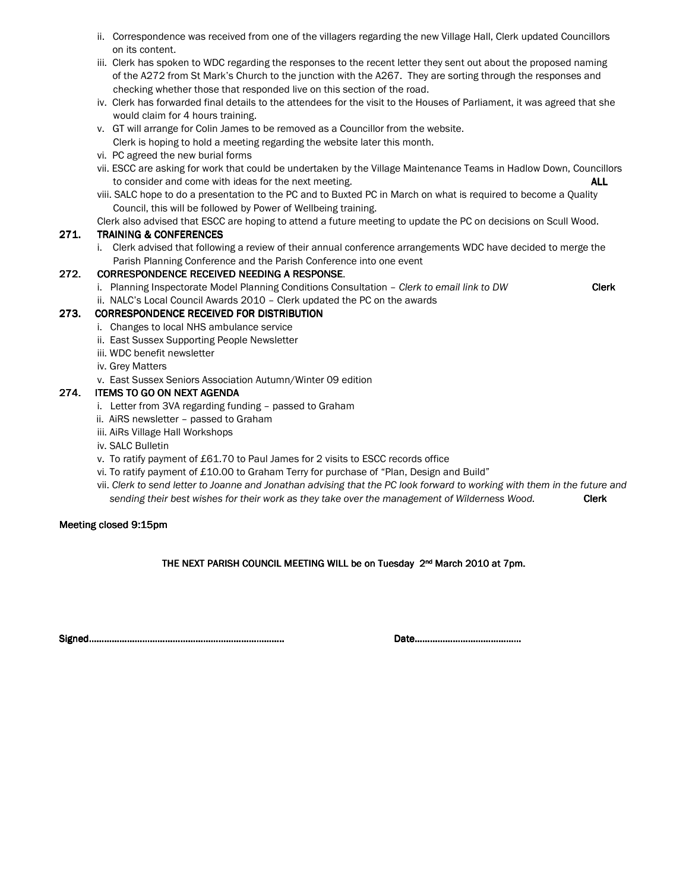- ii. Correspondence was received from one of the villagers regarding the new Village Hall, Clerk updated Councillors on its content.
- iii. Clerk has spoken to WDC regarding the responses to the recent letter they sent out about the proposed naming of the A272 from St Mark's Church to the junction with the A267. They are sorting through the responses and checking whether those that responded live on this section of the road.
- iv. Clerk has forwarded final details to the attendees for the visit to the Houses of Parliament, it was agreed that she would claim for 4 hours training.
- v. GT will arrange for Colin James to be removed as a Councillor from the website. Clerk is hoping to hold a meeting regarding the website later this month.
- vi. PC agreed the new burial forms
- vii. ESCC are asking for work that could be undertaken by the Village Maintenance Teams in Hadlow Down, Councillors to consider and come with ideas for the next meeting. **ALL**
- viii. SALC hope to do a presentation to the PC and to Buxted PC in March on what is required to become a Quality Council, this will be followed by Power of Wellbeing training.

Clerk also advised that ESCC are hoping to attend a future meeting to update the PC on decisions on Scull Wood.

**271. TRAINING & CONFERENCES**

- i. Clerk advised that following a review of their annual conference arrangements WDC have decided to merge the Parish Planning Conference and the Parish Conference into one event

**272. CORRESPONDENCE RECEIVED NEEDING A RESPONSE.**

- i. Planning Inspectorate Model Planning Conditions Consultation – *Clerk to email link to DW* **Clerk**
- ii. NALC's Local Council Awards 2010 – Clerk updated the PC on the awards

**273. CORRESPONDENCE RECEIVED FOR DISTRIBUTION**

- i. Changes to local NHS ambulance service
- ii. East Sussex Supporting People Newsletter
- iii. WDC benefit newsletter
- iv. Grey Matters
- v. East Sussex Seniors Association Autumn/Winter 09 edition

**274. ITEMS TO GO ON NEXT AGENDA**

- i. Letter from 3VA regarding funding – passed to Graham
- ii. AiRS newsletter – passed to Graham
- iii. AiRs Village Hall Workshops
- iv. SALC Bulletin
- v. To ratify payment of £61.70 to Paul James for 2 visits to ESCC records office
- vi. To ratify payment of £10.00 to Graham Terry for purchase of "Plan, Design and Build"
- vii. *Clerk to send letter to Joanne and Jonathan advising that the PC look forward to working with them in the future and sending their best wishes for their work as they take over the management of Wilderness Wood.* **Clerk**

**Meeting closed 9:15pm**

**THE NEXT PARISH COUNCIL MEETING WILL be on Tuesday 2nd March 2010 at 7pm.**

**Signed………………………………………………………………… Date……………………………………**